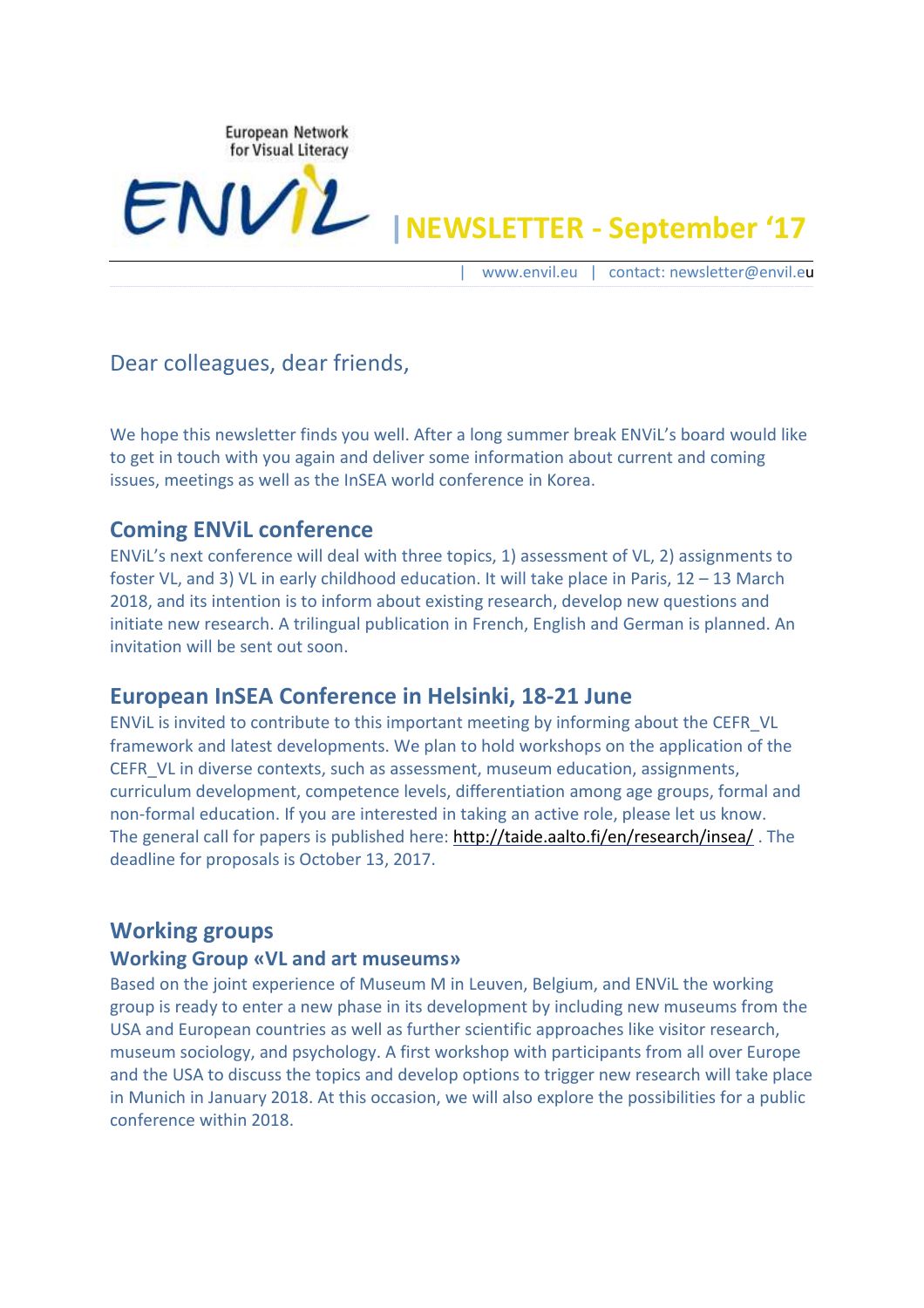European Network for Visual Literacy

ENViL

# NEWSLETTER - September '17

| www.envil.eu | contact: newsletter@envil.eu

Dear colleagues, dear friends,

We hope this newsletter finds you well. After a long summer break ENViL's board would like to get in touch with you again and deliver some information about current and coming issues, meetings as well as the InSEA world conference in Korea.

## Coming ENViL conference

ENViL's next conference will deal with three topics, 1) assessment of VL, 2) assignments to foster VL, and 3) VL in early childhood education. It will take place in Paris, 12 – 13 March 2018, and its intention is to inform about existing research, develop new questions and initiate new research. A trilingual publication in French, English and German is planned. An invitation will be sent out soon.

## European InSEA Conference in Helsinki, 18-21 June

ENViL is invited to contribute to this important meeting by informing about the CEFR_VL framework and latest developments. We plan to hold workshops on the application of the CEFR_VL in diverse contexts, such as assessment, museum education, assignments, curriculum development, competence levels, differentiation among age groups, formal and non-formal education. If you are interested in taking an active role, please let us know. The general call for papers is published here: http://taide.aalto.fi/en/research/insea/ . The deadline for proposals is October 13, 2017.

## Working groups

### Working Group «VL and art museums»

Based on the joint experience of Museum M in Leuven, Belgium, and ENViL the working group is ready to enter a new phase in its development by including new museums from the USA and European countries as well as further scientific approaches like visitor research, museum sociology, and psychology. A first workshop with participants from all over Europe and the USA to discuss the topics and develop options to trigger new research will take place in Munich in January 2018. At this occasion, we will also explore the possibilities for a public conference within 2018.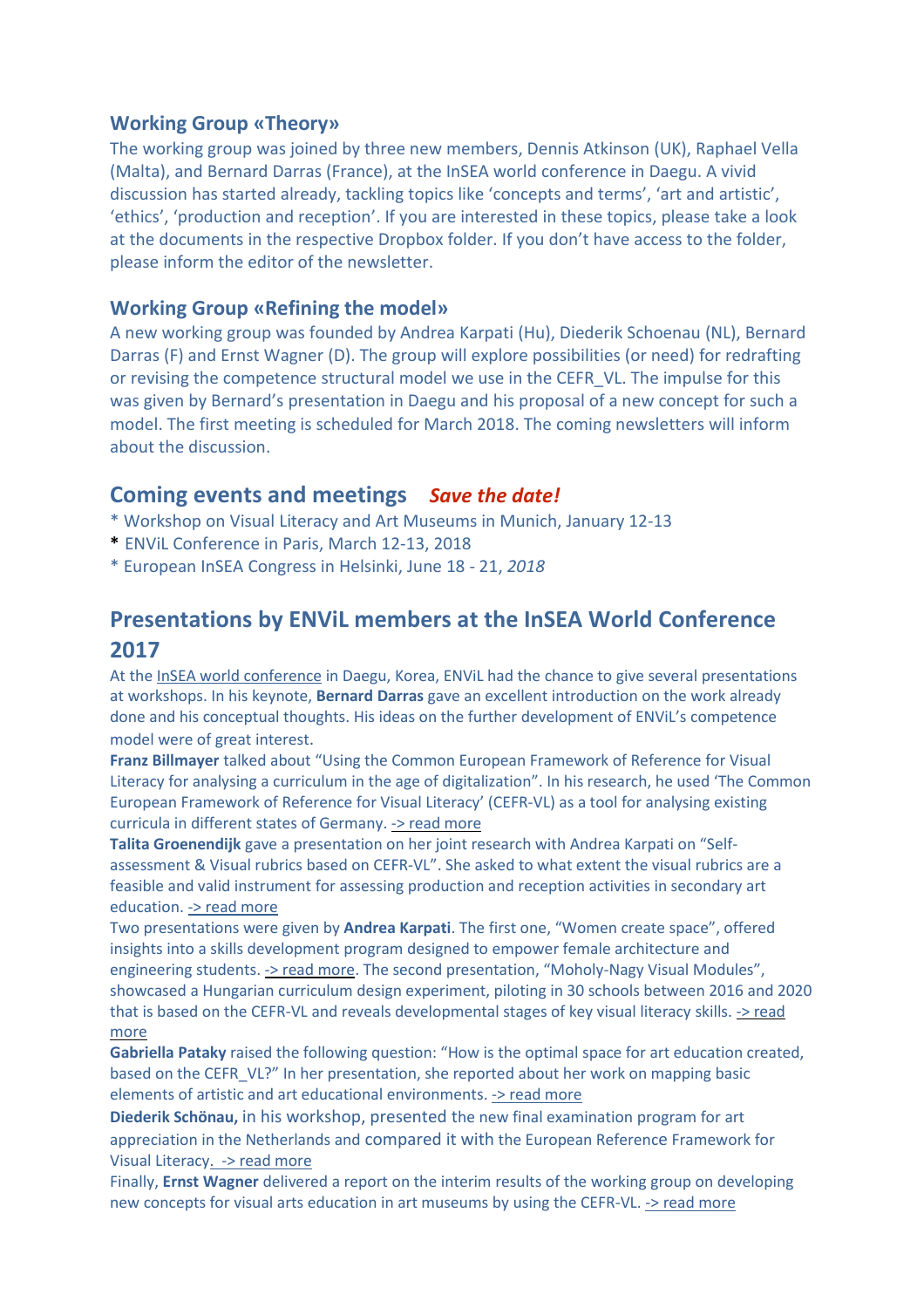### Working Group «Theory»

The working group was joined by three new members, Dennis Atkinson (UK), Raphael Vella (Malta), and Bernard Darras (France), at the InSEA world conference in Daegu. A vivid discussion has started already, tackling topics like ‘concepts and terms’, ‘art and artistic’, ‘ethics’, ‘production and reception’. If you are interested in these topics, please take a look at the documents in the respective Dropbox folder. If you don’t have access to the folder, please inform the editor of the newsletter.

### Working Group «Refining the model»

A new working group was founded by Andrea Karpati (Hu), Diederik Schoenau (NL), Bernard Darras (F) and Ernst Wagner (D). The group will explore possibilities (or need) for redrafting or revising the competence structural model we use in the CEFR_VL. The impulse for this was given by Bernard’s presentation in Daegu and his proposal of a new concept for such a model. The first meeting is scheduled for March 2018. The coming newsletters will inform about the discussion.

## Coming events and meetings *Save the date!*

* Workshop on Visual Literacy and Art Museums in Munich, January 12-13
* ENViL Conference in Paris, March 12-13, 2018
* European InSEA Congress in Helsinki, June 18 - 21, *2018*

## Presentations by ENViL members at the InSEA World Conference 2017

At the InSEA world conference in Daegu, Korea, ENViL had the chance to give several presentations at workshops. In his keynote, **Bernard Darras** gave an excellent introduction on the work already done and his conceptual thoughts. His ideas on the further development of ENViL’s competence model were of great interest.

**Franz Billmayer** talked about “Using the Common European Framework of Reference for Visual Literacy for analysing a curriculum in the age of digitalization”. In his research, he used ‘The Common European Framework of Reference for Visual Literacy’ (CEFR-VL) as a tool for analysing existing curricula in different states of Germany. -> read more

**Talita Groenendijk** gave a presentation on her joint research with Andrea Karpati on “Self-assessment & Visual rubrics based on CEFR-VL”. She asked to what extent the visual rubrics are a feasible and valid instrument for assessing production and reception activities in secondary art education. -> read more

Two presentations were given by **Andrea Karpati**. The first one, “Women create space”, offered insights into a skills development program designed to empower female architecture and engineering students. -> read more. The second presentation, “Moholy-Nagy Visual Modules”, showcased a Hungarian curriculum design experiment, piloting in 30 schools between 2016 and 2020 that is based on the CEFR-VL and reveals developmental stages of key visual literacy skills. -> read more

**Gabriella Pataky** raised the following question: “How is the optimal space for art education created, based on the CEFR_VL?” In her presentation, she reported about her work on mapping basic elements of artistic and art educational environments. -> read more

**Diederik Schönau,** in his workshop, presented the new final examination program for art appreciation in the Netherlands and compared it with the European Reference Framework for Visual Literacy. -> read more

Finally, **Ernst Wagner** delivered a report on the interim results of the working group on developing new concepts for visual arts education in art museums by using the CEFR-VL. -> read more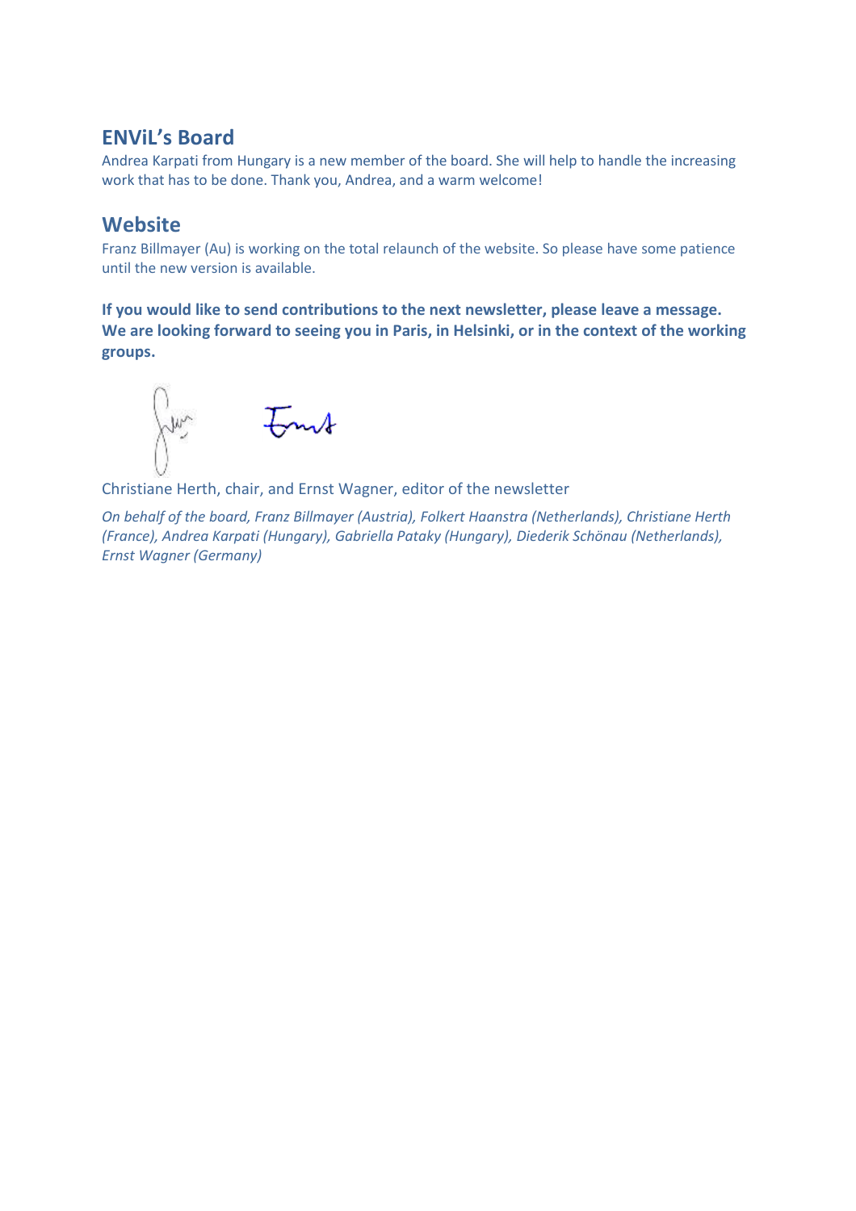## ENViL's Board

Andrea Karpati from Hungary is a new member of the board. She will help to handle the increasing work that has to be done. Thank you, Andrea, and a warm welcome!

## Website

Franz Billmayer (Au) is working on the total relaunch of the website. So please have some patience until the new version is available.

**If you would like to send contributions to the next newsletter, please leave a message. We are looking forward to seeing you in Paris, in Helsinki, or in the context of the working groups.**

Christiane Herth, chair, and Ernst Wagner, editor of the newsletter

*On behalf of the board, Franz Billmayer (Austria), Folkert Haanstra (Netherlands), Christiane Herth (France), Andrea Karpati (Hungary), Gabriella Pataky (Hungary), Diederik Schönau (Netherlands), Ernst Wagner (Germany)*